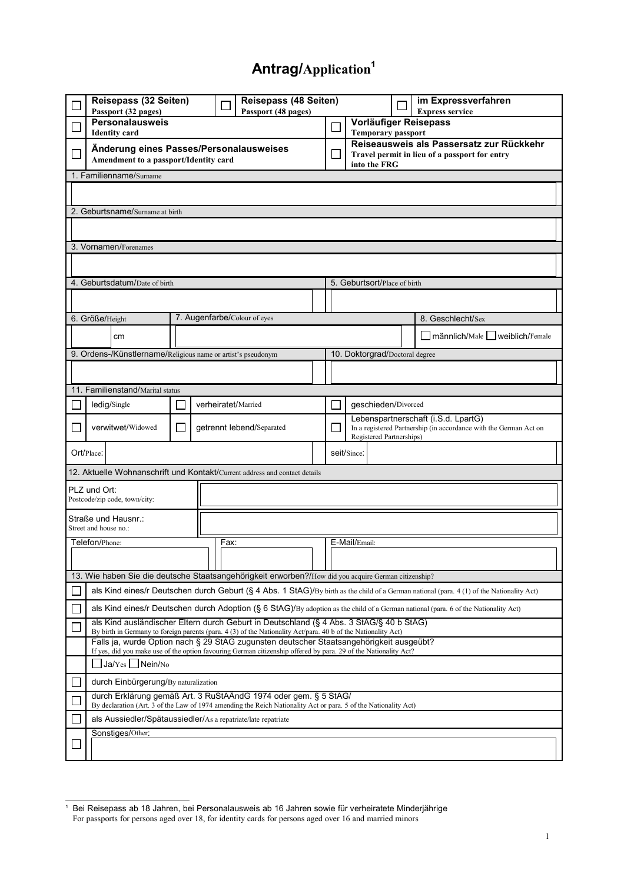# Antrag/Application[1]

| ☐ | **Reisepass (32 Seiten)** Passport (32 pages) | ☐ | **Reisepass (48 Seiten)** Passport (48 pages) | ☐ | **im Expressverfahren** Express service |
|---|---|---|---|---|---|
| ☐ | **Personalausweis** Identity card | | | ☐ | **Vorläufiger Reisepass** Temporary passport |
| ☐ | **Änderung eines Passes/Personalausweises** Amendment to a passport/Identity card | | | ☐ | **Reiseausweis als Passersatz zur Rückkehr** Travel permit in lieu of a passport for entry into the FRG |

| 1. Familienname/Surname |
|---|
| |

| 2. Geburtsname/Surname at birth |
|---|
| |

| 3. Vornamen/Forenames |
|---|
| |

| 4. Geburtsdatum/Date of birth | 5. Geburtsort/Place of birth |
|---|---|
| | |

| 6. Größe/Height | 7. Augenfarbe/Colour of eyes | 8. Geschlecht/Sex |
|---|---|---|
| cm | | ☐ männlich/Male ☐ weiblich/Female |

| 9. Ordens-/Künstlername/Religious name or artist's pseudonym | 10. Doktorgrad/Doctoral degree |
|---|---|
| | |

| 11. Familienstand/Marital status | | | | | |
|---|---|---|---|---|---|
| ☐ | ledig/Single | ☐ | verheiratet/Married | ☐ | geschieden/Divorced |
| ☐ | verwitwet/Widowed | ☐ | getrennt lebend/Separated | ☐ | Lebenspartnerschaft (i.S.d. LpartG) In a registered Partnership (in accordance with the German Act on Registered Partnerships) |
| Ort/Place: | | | | seit/Since: | |

| 12. Aktuelle Wohnanschrift und Kontakt/Current address and contact details | | |
|---|---|---|
| PLZ und Ort: Postcode/zip code, town/city: | | |
| Straße und Hausnr.: Street and house no.: | | |
| Telefon/Phone: | Fax: | E-Mail/Email: |

| 13. Wie haben Sie die deutsche Staatsangehörigkeit erworben?/How did you acquire German citizenship? | |
|---|---|
| ☐ | als Kind eines/r Deutschen durch Geburt (§ 4 Abs. 1 StAG)/By birth as the child of a German national (para. 4 (1) of the Nationality Act) |
| ☐ | als Kind eines/r Deutschen durch Adoption (§ 6 StAG)/By adoption as the child of a German national (para. 6 of the Nationality Act) |
| ☐ | als Kind ausländischer Eltern durch Geburt in Deutschland (§ 4 Abs. 3 StAG/§ 40 b StAG) By birth in Germany to foreign parents (para. 4 (3) of the Nationality Act/para. 40 b of the Nationality Act) |
| | Falls ja, wurde Option nach § 29 StAG zugunsten deutscher Staatsangehörigkeit ausgeübt? If yes, did you make use of the option favouring German citizenship offered by para. 29 of the Nationality Act? |
| | ☐ Ja/Yes ☐ Nein/No |
| ☐ | durch Einbürgerung/By naturalization |
| ☐ | durch Erklärung gemäß Art. 3 RuStAÄndG 1974 oder gem. § 5 StAG/ By declaration (Art. 3 of the Law of 1974 amending the Reich Nationality Act or para. 5 of the Nationality Act) |
| ☐ | als Aussiedler/Spätaussiedler/As a repatriate/late repatriate |
| ☐ | Sonstiges/Other: |

[1] Bei Reisepass ab 18 Jahren, bei Personalausweis ab 16 Jahren sowie für verheiratete Minderjährige
For passports for persons aged over 18, for identity cards for persons aged over 16 and married minors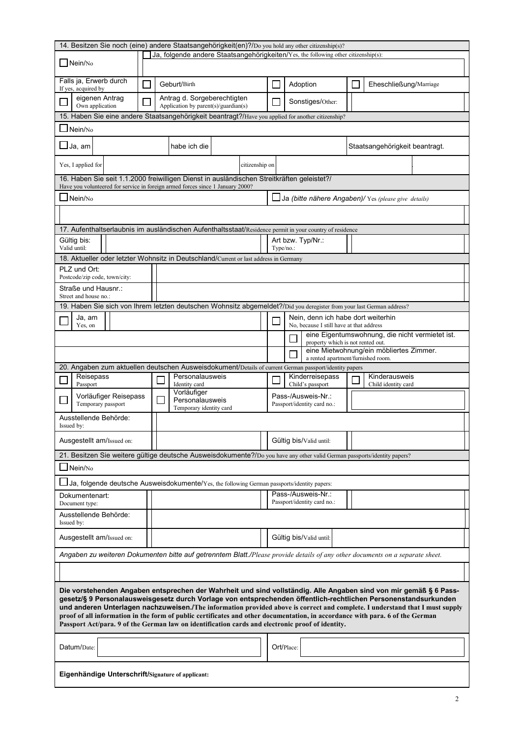**14. Besitzen Sie noch (eine) andere Staatsangehörigkeit(en)?**/Do you hold any other citizenship(s)?

| | | | | | |
|---|---|---|---|---|---|
| ☐ Nein/No | ☐ Ja, folgende andere Staatsangehörigkeiten/Yes, the following other citizenship(s): | | | | |
| Falls ja, Erwerb durch / If yes, acquired by | ☐ Geburt/Birth | ☐ Adoption | ☐ Eheschließung/Marriage | | |
| ☐ eigenen Antrag / Own application | ☐ Antrag d. Sorgeberechtigten / Application by parent(s)/guardian(s) | ☐ Sonstiges/Other: | | | |

**15. Haben Sie eine andere Staatsangehörigkeit beantragt?**/Have you applied for another citizenship?

☐ Nein/No

☐ Ja, am ________ habe ich die ________ Staatsangehörigkeit beantragt.

Yes, I applied for ________ citizenship on ________

**16. Haben Sie seit 1.1.2000 freiwilligen Dienst in ausländischen Streitkräften geleistet?**/
Have you volunteered for service in foreign armed forces since 1 January 2000?

☐ Nein/No ☐ Ja *(bitte nähere Angaben)*/ Yes *(please give details)*

**17. Aufenthaltserlaubnis im ausländischen Aufenthaltsstaat**/Residence permit in your country of residence

| | | | |
|---|---|---|---|
| Gültig bis: / Valid until: | | Art bzw. Typ/Nr.: / Type/no.: | |

**18. Aktueller oder letzter Wohnsitz in Deutschland**/Current or last address in Germany

| | |
|---|---|
| PLZ und Ort: / Postcode/zip code, town/city: | |
| Straße und Hausnr.: / Street and house no.: | |

**19. Haben Sie sich von Ihrem letzten deutschen Wohnsitz abgemeldet?**/Did you deregister from your last German address?

☐ Ja, am / Yes, on ________

☐ Nein, denn ich habe dort weiterhin / No, because I still have at that address
- ☐ eine Eigentumswohnung, die nicht vermietet ist. / property which is not rented out.
- ☐ eine Mietwohnung/ein möbliertes Zimmer. / a rented apartment/furnished room.

**20. Angaben zum aktuellen deutschen Ausweisdokument**/Details of current German passport/identity papers

| | | | |
|---|---|---|---|
| ☐ Reisepass / Passport | ☐ Personalausweis / Identity card | ☐ Kinderreisepass / Child's passport | ☐ Kinderausweis / Child identity card |
| ☐ Vorläufiger Reisepass / Temporary passport | ☐ Vorläufiger Personalausweis / Temporary identity card | Pass-/Ausweis-Nr.: / Passport/identity card no.: | |
| Ausstellende Behörde: / Issued by: | | | |
| Ausgestellt am/Issued on: | | Gültig bis/Valid until: | |

**21. Besitzen Sie weitere gültige deutsche Ausweisdokumente?**/Do you have any other valid German passports/identity papers?

☐ Nein/No

☐ Ja, folgende deutsche Ausweisdokumente/Yes, the following German passports/identity papers:

| | | | |
|---|---|---|---|
| Dokumentenart: / Document type: | | Pass-/Ausweis-Nr.: / Passport/identity card no.: | |
| Ausstellende Behörde: / Issued by: | | | |
| Ausgestellt am/Issued on: | | Gültig bis/Valid until: | |

*Angaben zu weiteren Dokumenten bitte auf getrenntem Blatt./Please provide details of any other documents on a separate sheet.*

**Die vorstehenden Angaben entsprechen der Wahrheit und sind vollständig. Alle Angaben sind von mir gemäß § 6 Passgesetz/§ 9 Personalausweisgesetz durch Vorlage von entsprechenden öffentlich-rechtlichen Personenstandsurkunden und anderen Unterlagen nachzuweisen./The information provided above is correct and complete. I understand that I must supply proof of all information in the form of public certificates and other documentation, in accordance with para. 6 of the German Passport Act/para. 9 of the German law on identification cards and electronic proof of identity.**

| | | | |
|---|---|---|---|
| Datum/Date: | | Ort/Place: | |

**Eigenhändige Unterschrift/Signature of applicant:**